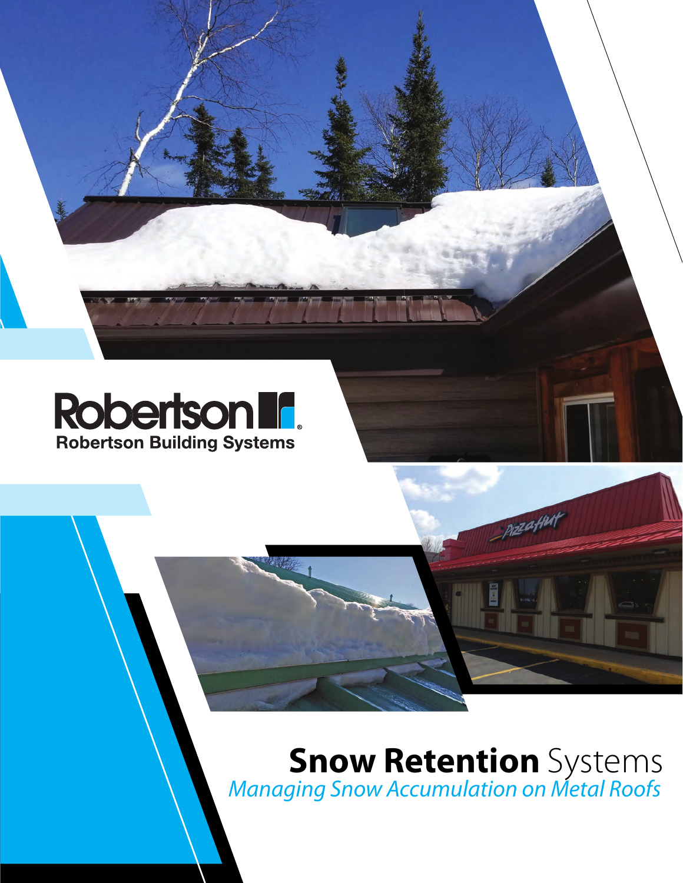Robertson

Robertson Building Systems

# **Snow Retention** Systems

*Managing Snow Accumulation on Metal Roofs*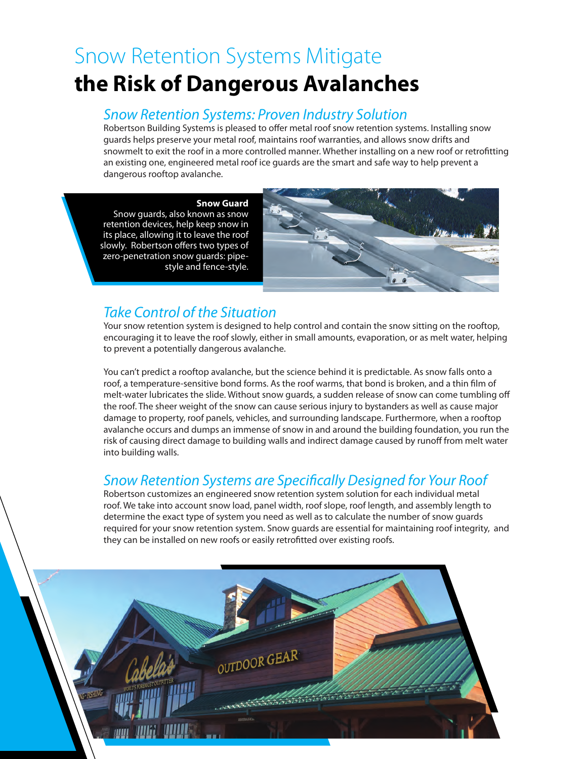# Snow Retention Systems Mitigate **the Risk of Dangerous Avalanches**

## *Snow Retention Systems: Proven Industry Solution*

Robertson Building Systems is pleased to offer metal roof snow retention systems. Installing snow guards helps preserve your metal roof, maintains roof warranties, and allows snow drifts and snowmelt to exit the roof in a more controlled manner. Whether installing on a new roof or retrofitting an existing one, engineered metal roof ice guards are the smart and safe way to help prevent a dangerous rooftop avalanche.

**Snow Guard**

Snow guards, also known as snow retention devices, help keep snow in its place, allowing it to leave the roof slowly. Robertson offers two types of zero-penetration snow guards: pipe-style and fence-style.

## *Take Control of the Situation*

Your snow retention system is designed to help control and contain the snow sitting on the rooftop, encouraging it to leave the roof slowly, either in small amounts, evaporation, or as melt water, helping to prevent a potentially dangerous avalanche.

You can't predict a rooftop avalanche, but the science behind it is predictable. As snow falls onto a roof, a temperature-sensitive bond forms. As the roof warms, that bond is broken, and a thin film of melt-water lubricates the slide. Without snow guards, a sudden release of snow can come tumbling off the roof. The sheer weight of the snow can cause serious injury to bystanders as well as cause major damage to property, roof panels, vehicles, and surrounding landscape. Furthermore, when a rooftop avalanche occurs and dumps an immense of snow in and around the building foundation, you run the risk of causing direct damage to building walls and indirect damage caused by runoff from melt water into building walls.

## *Snow Retention Systems are Specifically Designed for Your Roof*

Robertson customizes an engineered snow retention system solution for each individual metal roof. We take into account snow load, panel width, roof slope, roof length, and assembly length to determine the exact type of system you need as well as to calculate the number of snow guards required for your snow retention system. Snow guards are essential for maintaining roof integrity, and they can be installed on new roofs or easily retrofitted over existing roofs.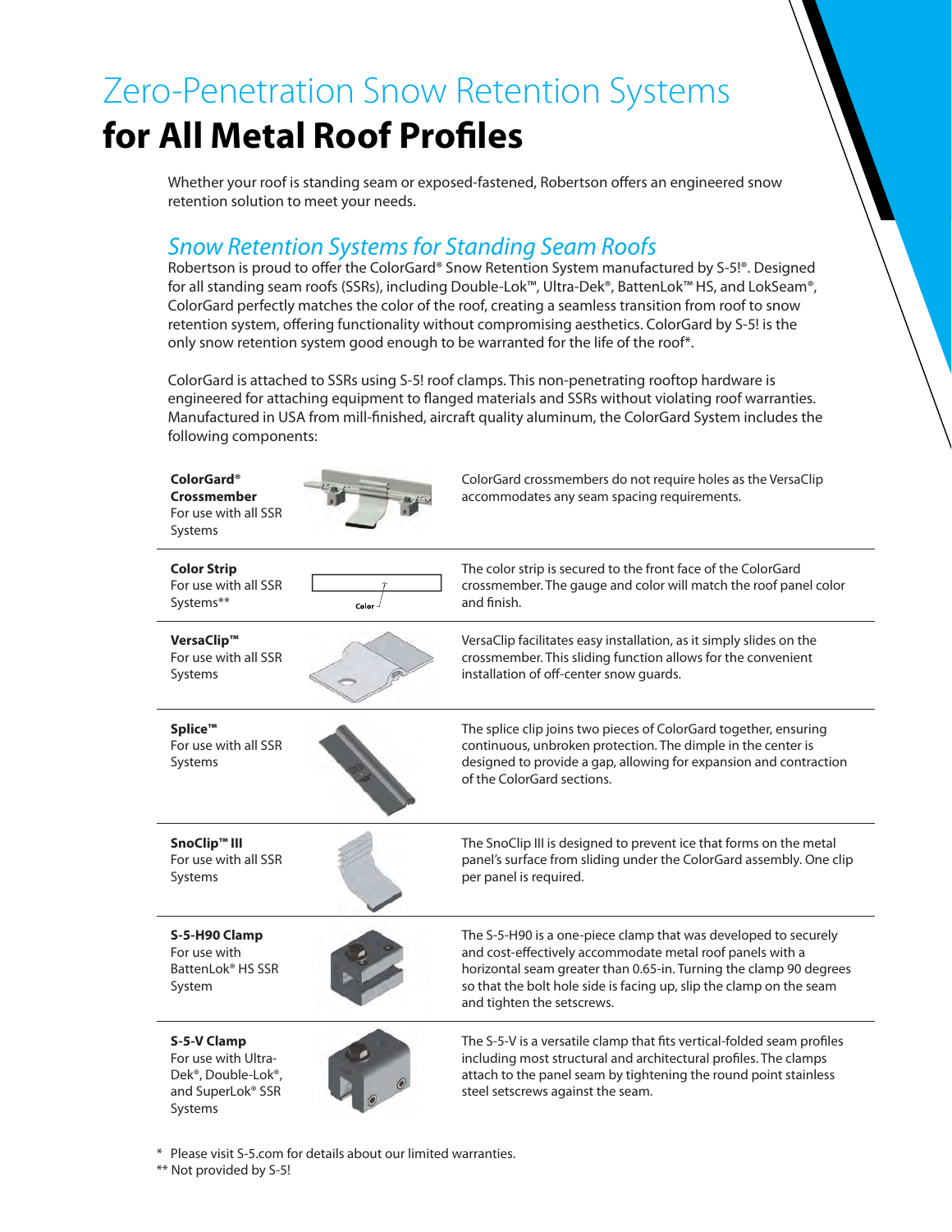# Zero-Penetration Snow Retention Systems

# for All Metal Roof Profiles

Whether your roof is standing seam or exposed-fastened, Robertson offers an engineered snow retention solution to meet your needs.

## *Snow Retention Systems for Standing Seam Roofs*

Robertson is proud to offer the ColorGard® Snow Retention System manufactured by S-5!®. Designed for all standing seam roofs (SSRs), including Double-Lok™, Ultra-Dek®, BattenLok™ HS, and LokSeam®, ColorGard perfectly matches the color of the roof, creating a seamless transition from roof to snow retention system, offering functionality without compromising aesthetics. ColorGard by S-5! is the only snow retention system good enough to be warranted for the life of the roof*.

ColorGard is attached to SSRs using S-5! roof clamps. This non-penetrating rooftop hardware is engineered for attaching equipment to flanged materials and SSRs without violating roof warranties. Manufactured in USA from mill-finished, aircraft quality aluminum, the ColorGard System includes the following components:

| Component | Description |
| --- | --- |
| **ColorGard® Crossmember** For use with all SSR Systems | ColorGard crossmembers do not require holes as the VersaClip accommodates any seam spacing requirements. |
| **Color Strip** For use with all SSR Systems** | The color strip is secured to the front face of the ColorGard crossmember. The gauge and color will match the roof panel color and finish. |
| **VersaClip™** For use with all SSR Systems | VersaClip facilitates easy installation, as it simply slides on the crossmember. This sliding function allows for the convenient installation of off-center snow guards. |
| **Splice™** For use with all SSR Systems | The splice clip joins two pieces of ColorGard together, ensuring continuous, unbroken protection. The dimple in the center is designed to provide a gap, allowing for expansion and contraction of the ColorGard sections. |
| **SnoClip™ III** For use with all SSR Systems | The SnoClip III is designed to prevent ice that forms on the metal panel's surface from sliding under the ColorGard assembly. One clip per panel is required. |
| **S-5-H90 Clamp** For use with BattenLok® HS SSR System | The S-5-H90 is a one-piece clamp that was developed to securely and cost-effectively accommodate metal roof panels with a horizontal seam greater than 0.65-in. Turning the clamp 90 degrees so that the bolt hole side is facing up, slip the clamp on the seam and tighten the setscrews. |
| **S-5-V Clamp** For use with Ultra-Dek®, Double-Lok®, and SuperLok® SSR Systems | The S-5-V is a versatile clamp that fits vertical-folded seam profiles including most structural and architectural profiles. The clamps attach to the panel seam by tightening the round point stainless steel setscrews against the seam. |

\* Please visit S-5.com for details about our limited warranties.
** Not provided by S-5!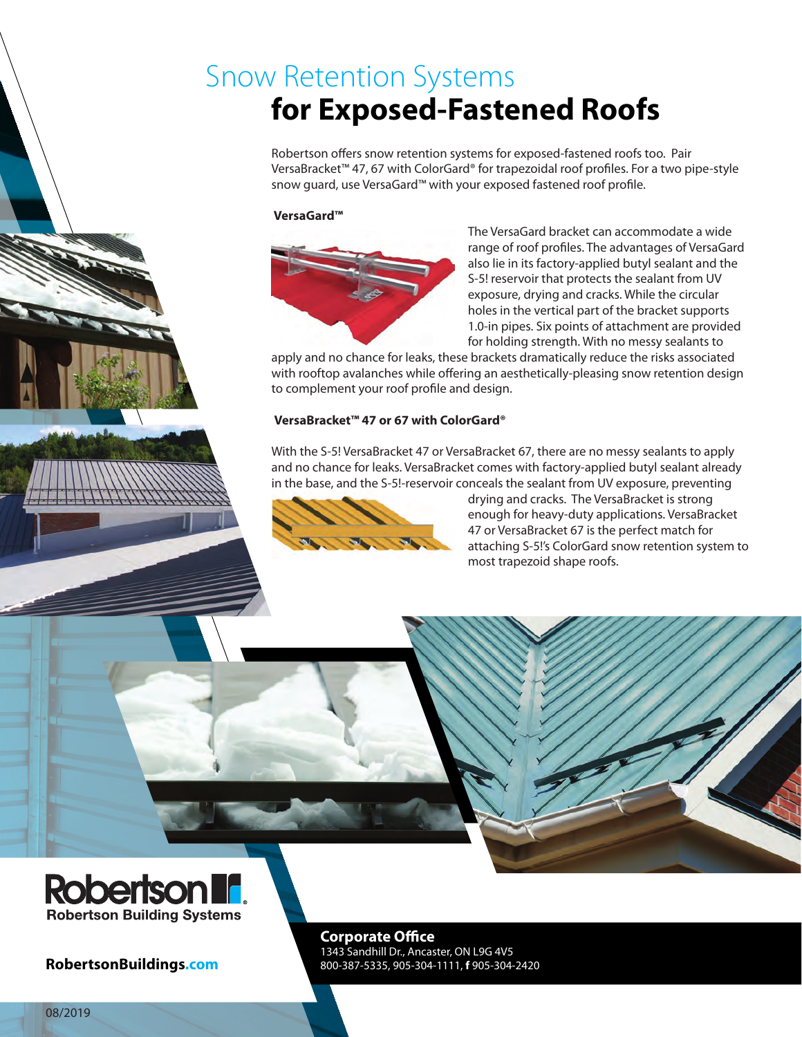# Snow Retention Systems

# for Exposed-Fastened Roofs

Robertson offers snow retention systems for exposed-fastened roofs too. Pair VersaBracket™ 47, 67 with ColorGard® for trapezoidal roof profiles. For a two pipe-style snow guard, use VersaGard™ with your exposed fastened roof profile.

### VersaGard™

The VersaGard bracket can accommodate a wide range of roof profiles. The advantages of VersaGard also lie in its factory-applied butyl sealant and the S-5! reservoir that protects the sealant from UV exposure, drying and cracks. While the circular holes in the vertical part of the bracket supports 1.0-in pipes. Six points of attachment are provided for holding strength. With no messy sealants to apply and no chance for leaks, these brackets dramatically reduce the risks associated with rooftop avalanches while offering an aesthetically-pleasing snow retention design to complement your roof profile and design.

### VersaBracket™ 47 or 67 with ColorGard®

With the S-5! VersaBracket 47 or VersaBracket 67, there are no messy sealants to apply and no chance for leaks. VersaBracket comes with factory-applied butyl sealant already in the base, and the S-5!-reservoir conceals the sealant from UV exposure, preventing drying and cracks. The VersaBracket is strong enough for heavy-duty applications. VersaBracket 47 or VersaBracket 67 is the perfect match for attaching S-5!'s ColorGard snow retention system to most trapezoid shape roofs.

Robertson Building Systems

**RobertsonBuildings.com**

**Corporate Office**
1343 Sandhill Dr., Ancaster, ON L9G 4V5
800-387-5335, 905-304-1111, **f** 905-304-2420

08/2019